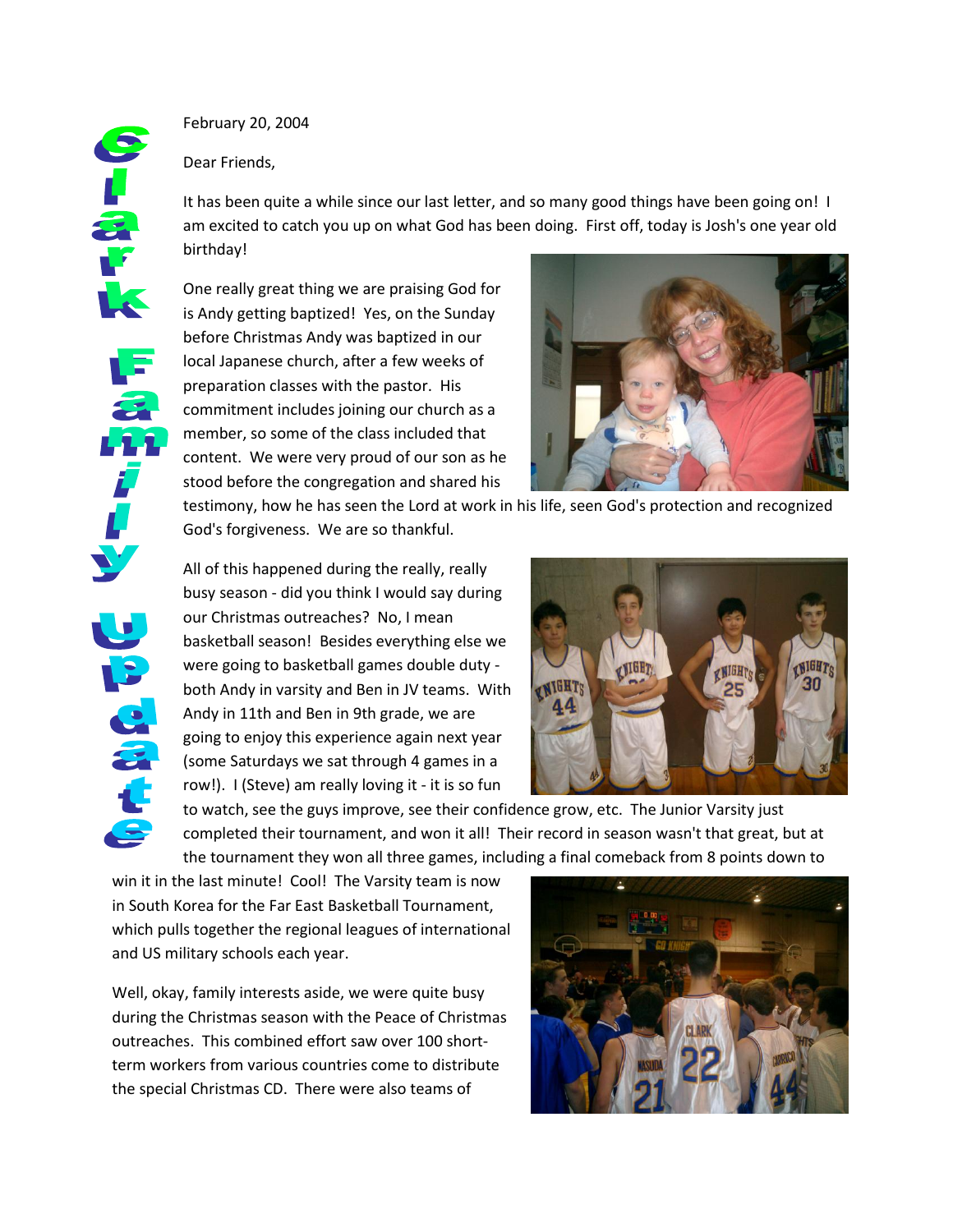# Clark Family Update

February 20, 2004

Dear Friends,

It has been quite a while since our last letter, and so many good things have been going on! I am excited to catch you up on what God has been doing. First off, today is Josh's one year old birthday!

One really great thing we are praising God for is Andy getting baptized! Yes, on the Sunday before Christmas Andy was baptized in our local Japanese church, after a few weeks of preparation classes with the pastor. His commitment includes joining our church as a member, so some of the class included that content. We were very proud of our son as he stood before the congregation and shared his testimony, how he has seen the Lord at work in his life, seen God's protection and recognized God's forgiveness. We are so thankful.

All of this happened during the really, really busy season - did you think I would say during our Christmas outreaches? No, I mean basketball season! Besides everything else we were going to basketball games double duty - both Andy in varsity and Ben in JV teams. With Andy in 11th and Ben in 9th grade, we are going to enjoy this experience again next year (some Saturdays we sat through 4 games in a row!). I (Steve) am really loving it - it is so fun to watch, see the guys improve, see their confidence grow, etc. The Junior Varsity just completed their tournament, and won it all! Their record in season wasn't that great, but at the tournament they won all three games, including a final comeback from 8 points down to win it in the last minute! Cool! The Varsity team is now in South Korea for the Far East Basketball Tournament, which pulls together the regional leagues of international and US military schools each year.

Well, okay, family interests aside, we were quite busy during the Christmas season with the Peace of Christmas outreaches. This combined effort saw over 100 short-term workers from various countries come to distribute the special Christmas CD. There were also teams of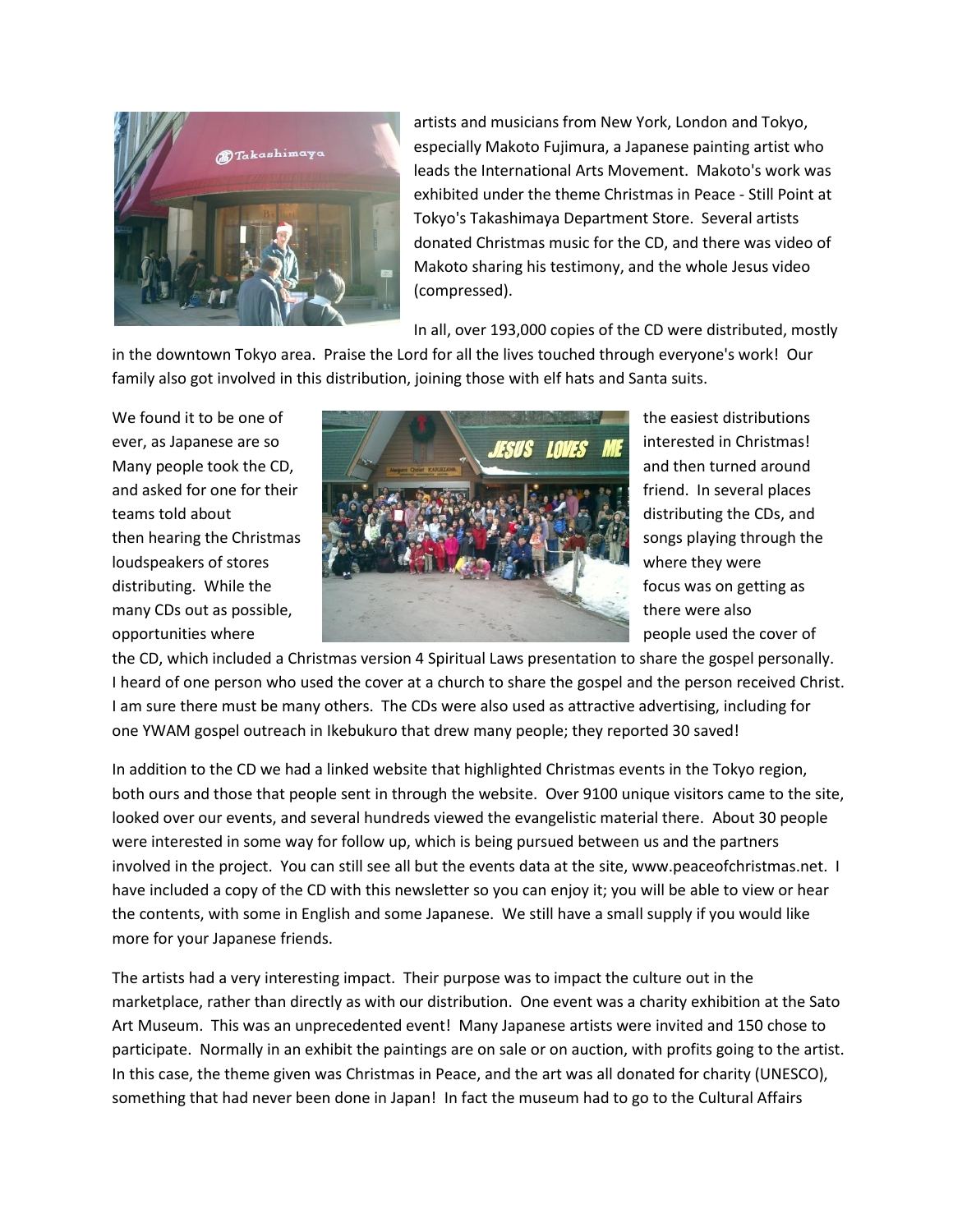artists and musicians from New York, London and Tokyo, especially Makoto Fujimura, a Japanese painting artist who leads the International Arts Movement. Makoto's work was exhibited under the theme Christmas in Peace - Still Point at Tokyo's Takashimaya Department Store. Several artists donated Christmas music for the CD, and there was video of Makoto sharing his testimony, and the whole Jesus video (compressed).

In all, over 193,000 copies of the CD were distributed, mostly in the downtown Tokyo area. Praise the Lord for all the lives touched through everyone's work! Our family also got involved in this distribution, joining those with elf hats and Santa suits.

We found it to be one of the easiest distributions ever, as Japanese are so interested in Christmas! Many people took the CD, and then turned around and asked for one for their friend. In several places teams told about distributing the CDs, and then hearing the Christmas songs playing through the loudspeakers of stores where they were distributing. While the focus was on getting as many CDs out as possible, there were also opportunities where people used the cover of the CD, which included a Christmas version 4 Spiritual Laws presentation to share the gospel personally. I heard of one person who used the cover at a church to share the gospel and the person received Christ. I am sure there must be many others. The CDs were also used as attractive advertising, including for one YWAM gospel outreach in Ikebukuro that drew many people; they reported 30 saved!

In addition to the CD we had a linked website that highlighted Christmas events in the Tokyo region, both ours and those that people sent in through the website. Over 9100 unique visitors came to the site, looked over our events, and several hundreds viewed the evangelistic material there. About 30 people were interested in some way for follow up, which is being pursued between us and the partners involved in the project. You can still see all but the events data at the site, www.peaceofchristmas.net. I have included a copy of the CD with this newsletter so you can enjoy it; you will be able to view or hear the contents, with some in English and some Japanese. We still have a small supply if you would like more for your Japanese friends.

The artists had a very interesting impact. Their purpose was to impact the culture out in the marketplace, rather than directly as with our distribution. One event was a charity exhibition at the Sato Art Museum. This was an unprecedented event! Many Japanese artists were invited and 150 chose to participate. Normally in an exhibit the paintings are on sale or on auction, with profits going to the artist. In this case, the theme given was Christmas in Peace, and the art was all donated for charity (UNESCO), something that had never been done in Japan! In fact the museum had to go to the Cultural Affairs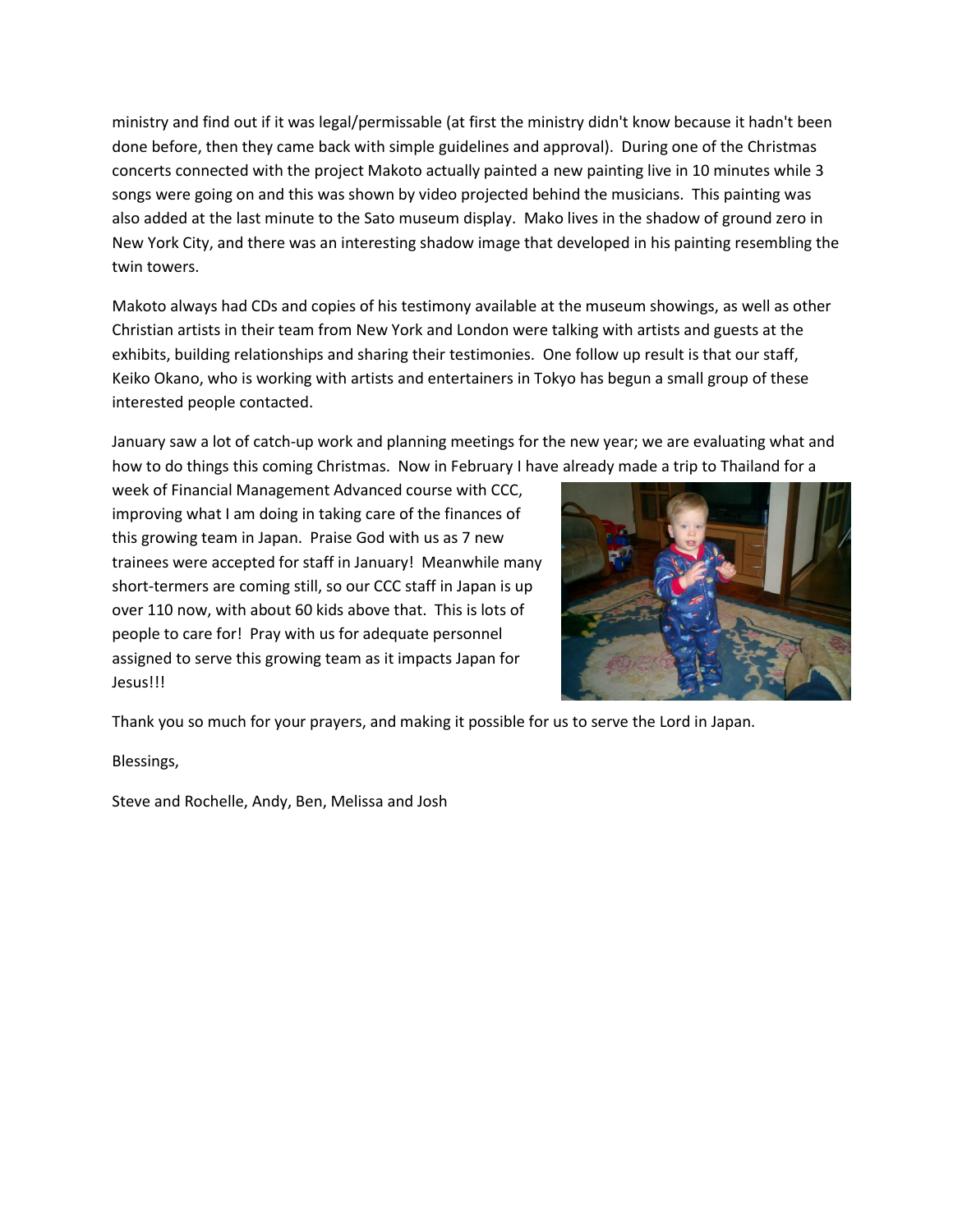ministry and find out if it was legal/permissable (at first the ministry didn't know because it hadn't been done before, then they came back with simple guidelines and approval). During one of the Christmas concerts connected with the project Makoto actually painted a new painting live in 10 minutes while 3 songs were going on and this was shown by video projected behind the musicians. This painting was also added at the last minute to the Sato museum display. Mako lives in the shadow of ground zero in New York City, and there was an interesting shadow image that developed in his painting resembling the twin towers.

Makoto always had CDs and copies of his testimony available at the museum showings, as well as other Christian artists in their team from New York and London were talking with artists and guests at the exhibits, building relationships and sharing their testimonies. One follow up result is that our staff, Keiko Okano, who is working with artists and entertainers in Tokyo has begun a small group of these interested people contacted.

January saw a lot of catch-up work and planning meetings for the new year; we are evaluating what and how to do things this coming Christmas. Now in February I have already made a trip to Thailand for a week of Financial Management Advanced course with CCC, improving what I am doing in taking care of the finances of this growing team in Japan. Praise God with us as 7 new trainees were accepted for staff in January! Meanwhile many short-termers are coming still, so our CCC staff in Japan is up over 110 now, with about 60 kids above that. This is lots of people to care for! Pray with us for adequate personnel assigned to serve this growing team as it impacts Japan for Jesus!!!

Thank you so much for your prayers, and making it possible for us to serve the Lord in Japan.

Blessings,

Steve and Rochelle, Andy, Ben, Melissa and Josh